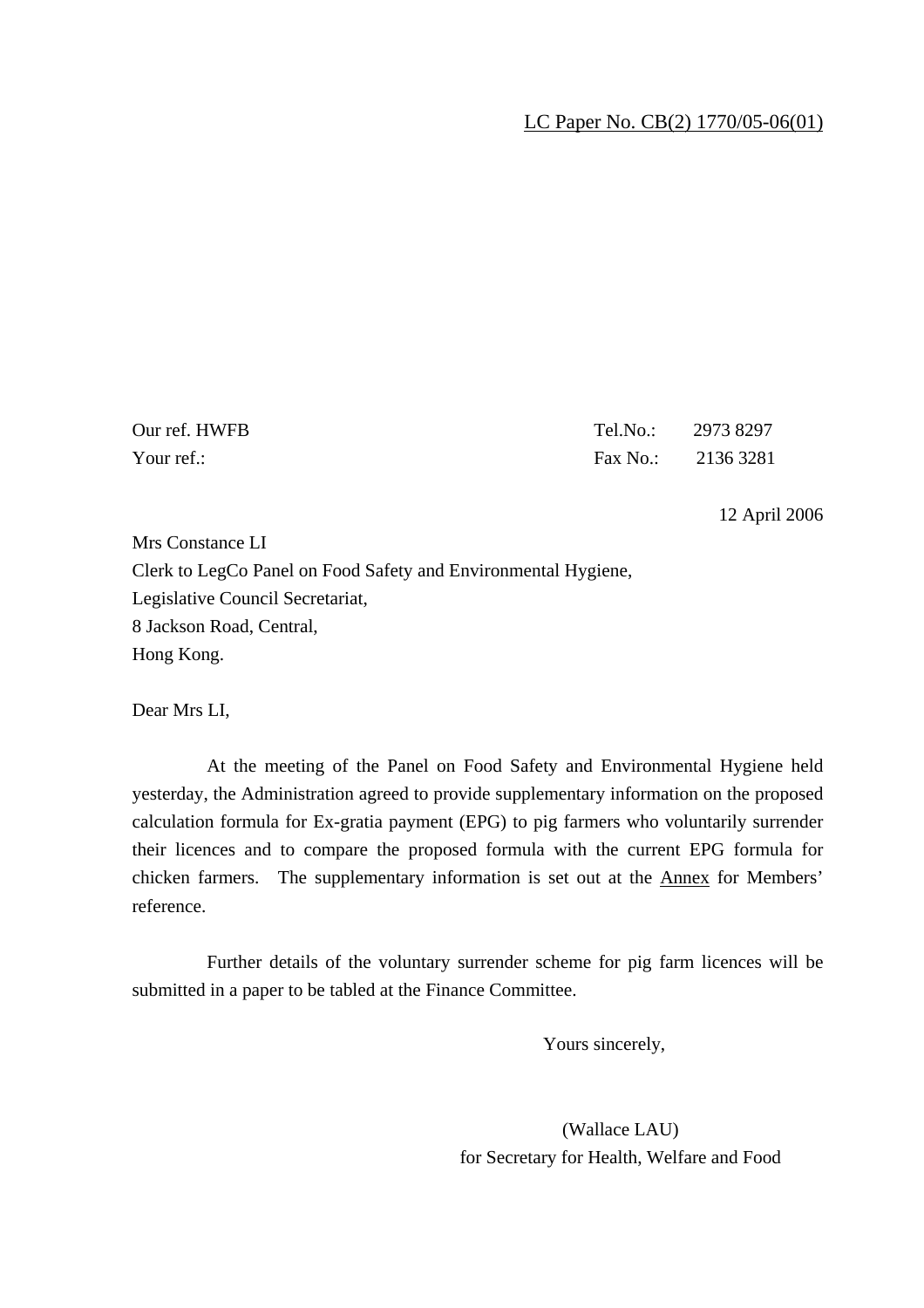LC Paper No. CB(2) 1770/05-06(01)

Our ref. HWFB Tel.No.: 2973 8297
Your ref.: Fax No.: 2136 3281

12 April 2006

Mrs Constance LI
Clerk to LegCo Panel on Food Safety and Environmental Hygiene,
Legislative Council Secretariat,
8 Jackson Road, Central,
Hong Kong.

Dear Mrs LI,

At the meeting of the Panel on Food Safety and Environmental Hygiene held yesterday, the Administration agreed to provide supplementary information on the proposed calculation formula for Ex-gratia payment (EPG) to pig farmers who voluntarily surrender their licences and to compare the proposed formula with the current EPG formula for chicken farmers. The supplementary information is set out at the Annex for Members' reference.

Further details of the voluntary surrender scheme for pig farm licences will be submitted in a paper to be tabled at the Finance Committee.

Yours sincerely,

(Wallace LAU)
for Secretary for Health, Welfare and Food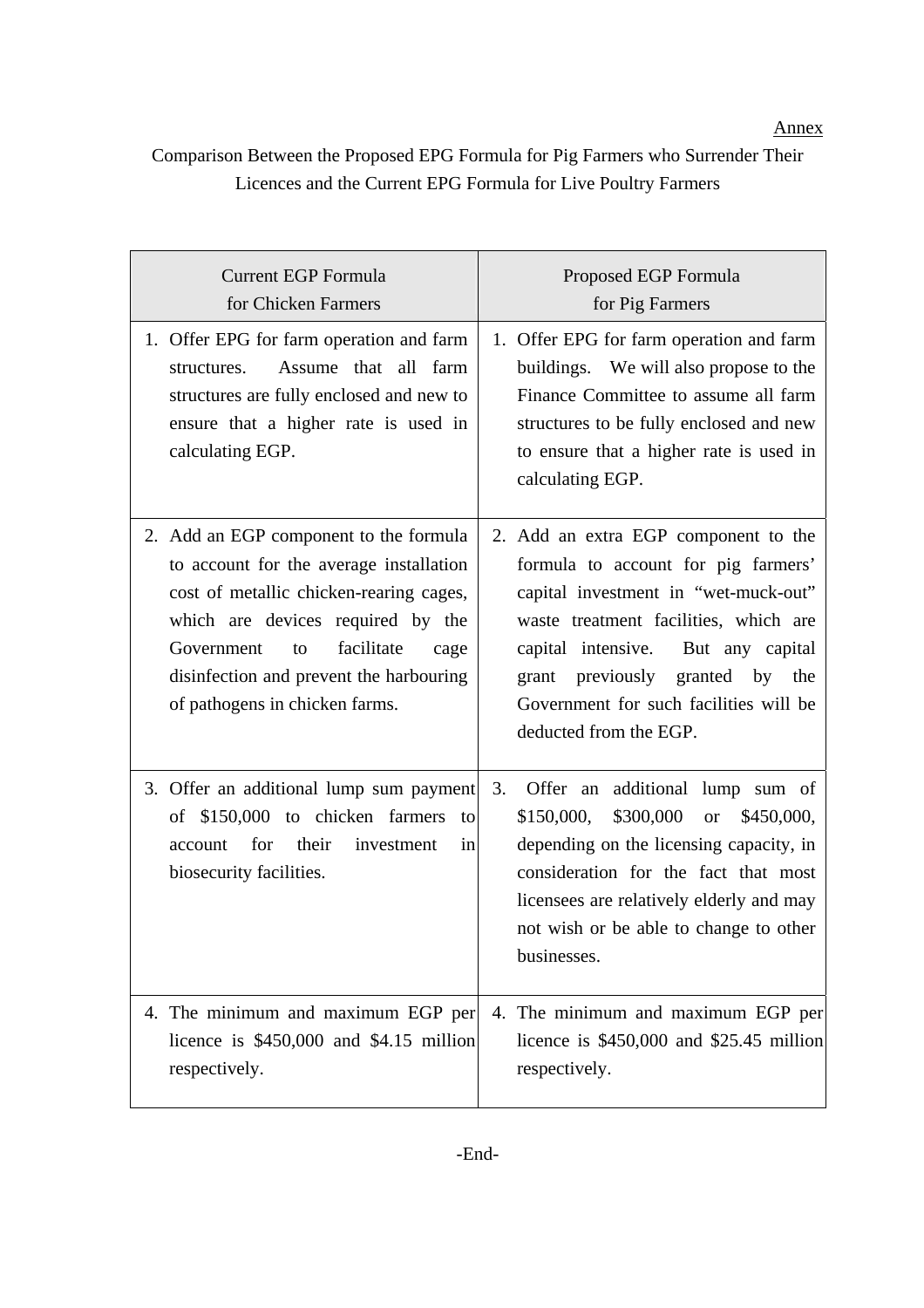Annex

Comparison Between the Proposed EPG Formula for Pig Farmers who Surrender Their Licences and the Current EPG Formula for Live Poultry Farmers

| Current EGP Formula for Chicken Farmers | Proposed EGP Formula for Pig Farmers |
| --- | --- |
| 1. Offer EPG for farm operation and farm structures. Assume that all farm structures are fully enclosed and new to ensure that a higher rate is used in calculating EGP. | 1. Offer EPG for farm operation and farm buildings. We will also propose to the Finance Committee to assume all farm structures to be fully enclosed and new to ensure that a higher rate is used in calculating EGP. |
| 2. Add an EGP component to the formula to account for the average installation cost of metallic chicken-rearing cages, which are devices required by the Government to facilitate cage disinfection and prevent the harbouring of pathogens in chicken farms. | 2. Add an extra EGP component to the formula to account for pig farmers' capital investment in "wet-muck-out" waste treatment facilities, which are capital intensive. But any capital grant previously granted by the Government for such facilities will be deducted from the EGP. |
| 3. Offer an additional lump sum payment of $150,000 to chicken farmers to account for their investment in biosecurity facilities. | 3. Offer an additional lump sum of $150,000, $300,000 or $450,000, depending on the licensing capacity, in consideration for the fact that most licensees are relatively elderly and may not wish or be able to change to other businesses. |
| 4. The minimum and maximum EGP per licence is $450,000 and $4.15 million respectively. | 4. The minimum and maximum EGP per licence is $450,000 and $25.45 million respectively. |

-End-